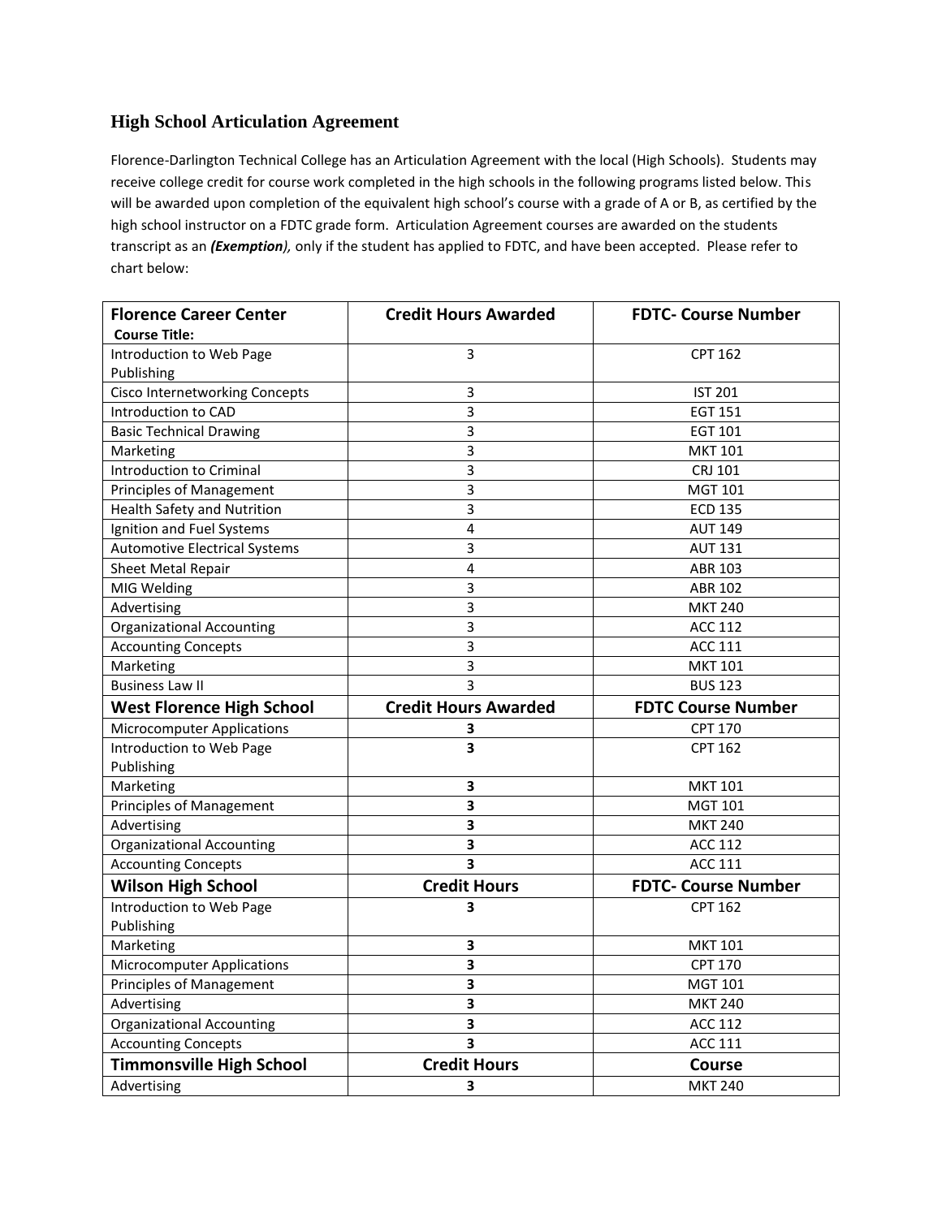## High School Articulation Agreement

Florence-Darlington Technical College has an Articulation Agreement with the local (High Schools). Students may receive college credit for course work completed in the high schools in the following programs listed below. This will be awarded upon completion of the equivalent high school's course with a grade of A or B, as certified by the high school instructor on a FDTC grade form. Articulation Agreement courses are awarded on the students transcript as an ***(Exemption)***, only if the student has applied to FDTC, and have been accepted. Please refer to chart below:

| **Florence Career Center** **Course Title:** | **Credit Hours Awarded** | **FDTC- Course Number** |
|---|---|---|
| Introduction to Web Page Publishing | 3 | CPT 162 |
| Cisco Internetworking Concepts | 3 | IST 201 |
| Introduction to CAD | 3 | EGT 151 |
| Basic Technical Drawing | 3 | EGT 101 |
| Marketing | 3 | MKT 101 |
| Introduction to Criminal | 3 | CRJ 101 |
| Principles of Management | 3 | MGT 101 |
| Health Safety and Nutrition | 3 | ECD 135 |
| Ignition and Fuel Systems | 4 | AUT 149 |
| Automotive Electrical Systems | 3 | AUT 131 |
| Sheet Metal Repair | 4 | ABR 103 |
| MIG Welding | 3 | ABR 102 |
| Advertising | 3 | MKT 240 |
| Organizational Accounting | 3 | ACC 112 |
| Accounting Concepts | 3 | ACC 111 |
| Marketing | 3 | MKT 101 |
| Business Law II | 3 | BUS 123 |
| **West Florence High School** | **Credit Hours Awarded** | **FDTC Course Number** |
| Microcomputer Applications | **3** | CPT 170 |
| Introduction to Web Page Publishing | **3** | CPT 162 |
| Marketing | **3** | MKT 101 |
| Principles of Management | **3** | MGT 101 |
| Advertising | **3** | MKT 240 |
| Organizational Accounting | **3** | ACC 112 |
| Accounting Concepts | **3** | ACC 111 |
| **Wilson High School** | **Credit Hours** | **FDTC- Course Number** |
| Introduction to Web Page Publishing | **3** | CPT 162 |
| Marketing | **3** | MKT 101 |
| Microcomputer Applications | **3** | CPT 170 |
| Principles of Management | **3** | MGT 101 |
| Advertising | **3** | MKT 240 |
| Organizational Accounting | **3** | ACC 112 |
| Accounting Concepts | **3** | ACC 111 |
| **Timmonsville High School** | **Credit Hours** | **Course** |
| Advertising | **3** | MKT 240 |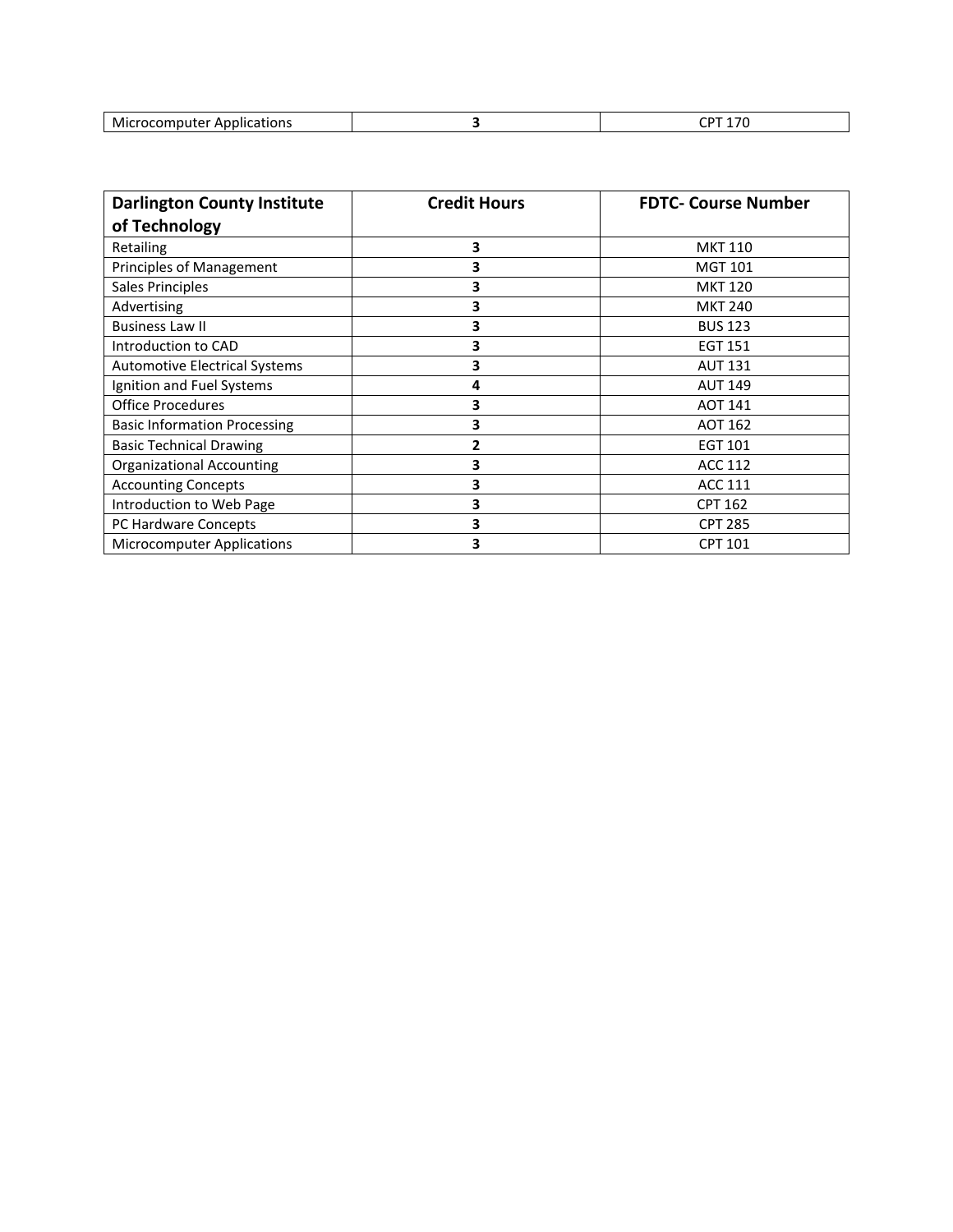| | | |
|---|---|---|
| Microcomputer Applications | **3** | CPT 170 |

| Darlington County Institute of Technology | Credit Hours | FDTC- Course Number |
|---|---|---|
| Retailing | **3** | MKT 110 |
| Principles of Management | **3** | MGT 101 |
| Sales Principles | **3** | MKT 120 |
| Advertising | **3** | MKT 240 |
| Business Law II | **3** | BUS 123 |
| Introduction to CAD | **3** | EGT 151 |
| Automotive Electrical Systems | **3** | AUT 131 |
| Ignition and Fuel Systems | **4** | AUT 149 |
| Office Procedures | **3** | AOT 141 |
| Basic Information Processing | **3** | AOT 162 |
| Basic Technical Drawing | **2** | EGT 101 |
| Organizational Accounting | **3** | ACC 112 |
| Accounting Concepts | **3** | ACC 111 |
| Introduction to Web Page | **3** | CPT 162 |
| PC Hardware Concepts | **3** | CPT 285 |
| Microcomputer Applications | **3** | CPT 101 |